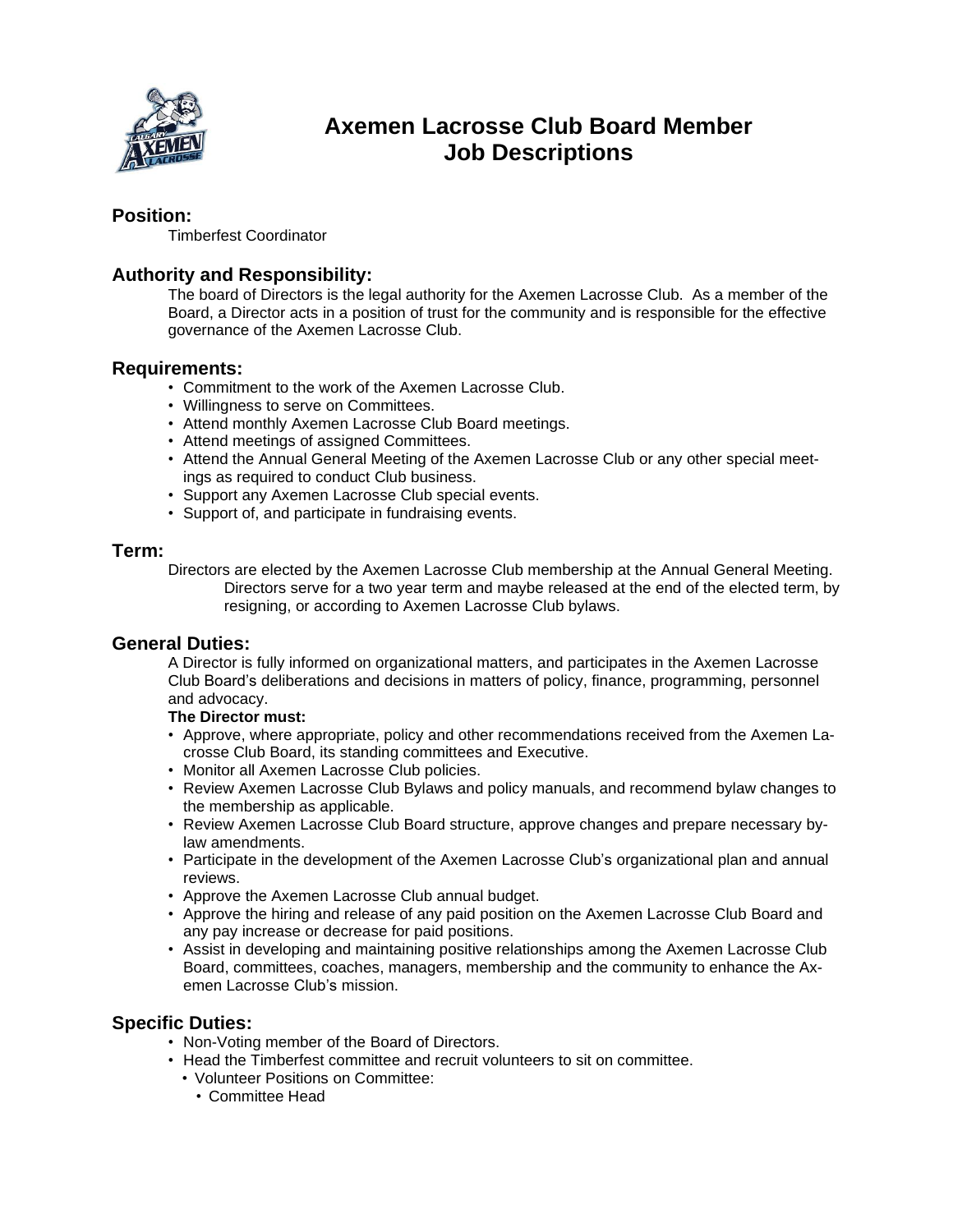# Axemen Lacrosse Club Board Member Job Descriptions

## Position:

Timberfest Coordinator

## Authority and Responsibility:

The board of Directors is the legal authority for the Axemen Lacrosse Club. As a member of the Board, a Director acts in a position of trust for the community and is responsible for the effective governance of the Axemen Lacrosse Club.

## Requirements:

- Commitment to the work of the Axemen Lacrosse Club.
- Willingness to serve on Committees.
- Attend monthly Axemen Lacrosse Club Board meetings.
- Attend meetings of assigned Committees.
- Attend the Annual General Meeting of the Axemen Lacrosse Club or any other special meetings as required to conduct Club business.
- Support any Axemen Lacrosse Club special events.
- Support of, and participate in fundraising events.

## Term:

Directors are elected by the Axemen Lacrosse Club membership at the Annual General Meeting. Directors serve for a two year term and maybe released at the end of the elected term, by resigning, or according to Axemen Lacrosse Club bylaws.

## General Duties:

A Director is fully informed on organizational matters, and participates in the Axemen Lacrosse Club Board's deliberations and decisions in matters of policy, finance, programming, personnel and advocacy.

**The Director must:**

- Approve, where appropriate, policy and other recommendations received from the Axemen Lacrosse Club Board, its standing committees and Executive.
- Monitor all Axemen Lacrosse Club policies.
- Review Axemen Lacrosse Club Bylaws and policy manuals, and recommend bylaw changes to the membership as applicable.
- Review Axemen Lacrosse Club Board structure, approve changes and prepare necessary bylaw amendments.
- Participate in the development of the Axemen Lacrosse Club's organizational plan and annual reviews.
- Approve the Axemen Lacrosse Club annual budget.
- Approve the hiring and release of any paid position on the Axemen Lacrosse Club Board and any pay increase or decrease for paid positions.
- Assist in developing and maintaining positive relationships among the Axemen Lacrosse Club Board, committees, coaches, managers, membership and the community to enhance the Axemen Lacrosse Club's mission.

## Specific Duties:

- Non-Voting member of the Board of Directors.
- Head the Timberfest committee and recruit volunteers to sit on committee.
  - Volunteer Positions on Committee:
    - Committee Head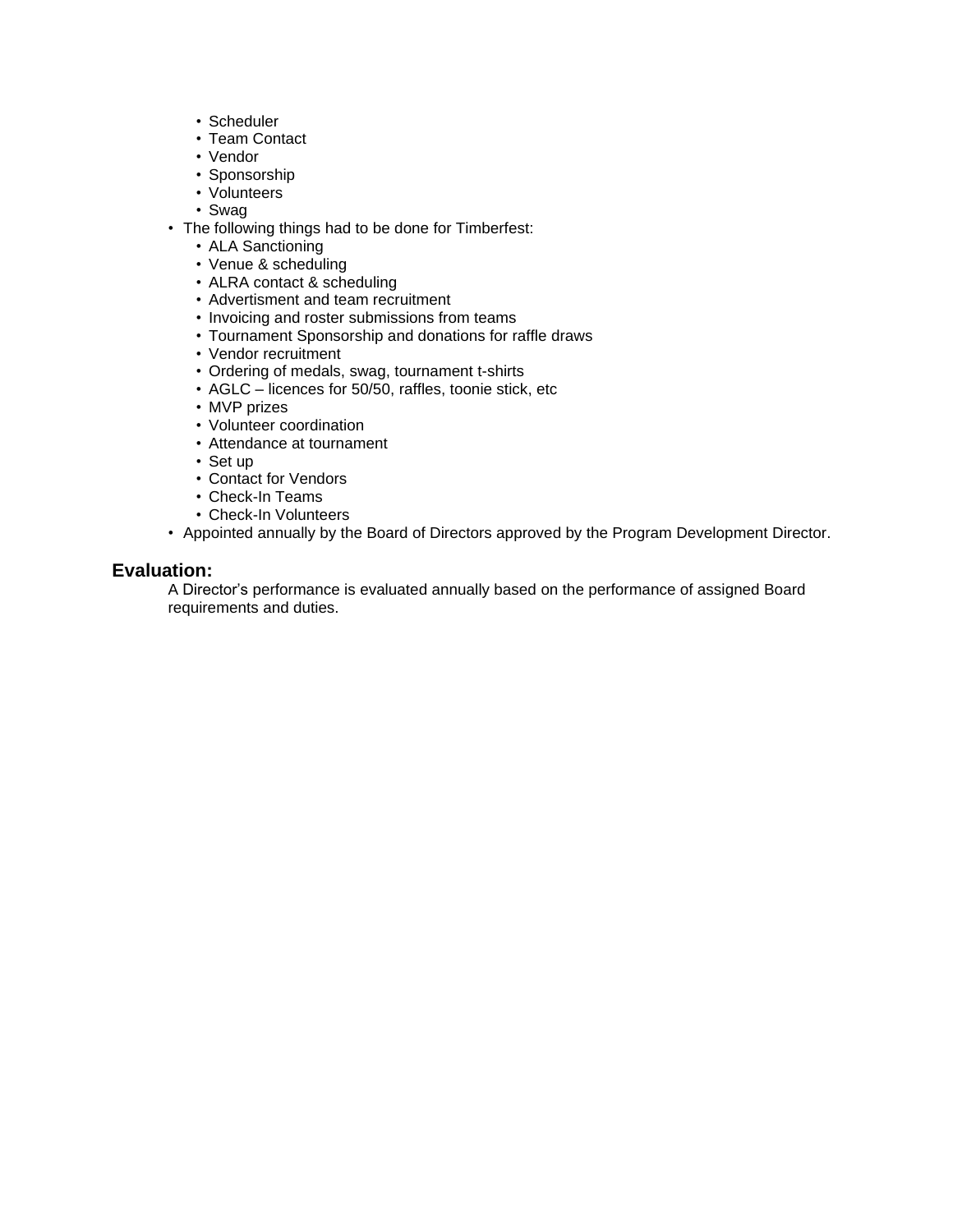- Scheduler
  - Team Contact
  - Vendor
  - Sponsorship
  - Volunteers
  - Swag
- The following things had to be done for Timberfest:
  - ALA Sanctioning
  - Venue & scheduling
  - ALRA contact & scheduling
  - Advertisment and team recruitment
  - Invoicing and roster submissions from teams
  - Tournament Sponsorship and donations for raffle draws
  - Vendor recruitment
  - Ordering of medals, swag, tournament t-shirts
  - AGLC – licences for 50/50, raffles, toonie stick, etc
  - MVP prizes
  - Volunteer coordination
  - Attendance at tournament
  - Set up
  - Contact for Vendors
  - Check-In Teams
  - Check-In Volunteers
- Appointed annually by the Board of Directors approved by the Program Development Director.

## Evaluation:

A Director's performance is evaluated annually based on the performance of assigned Board requirements and duties.